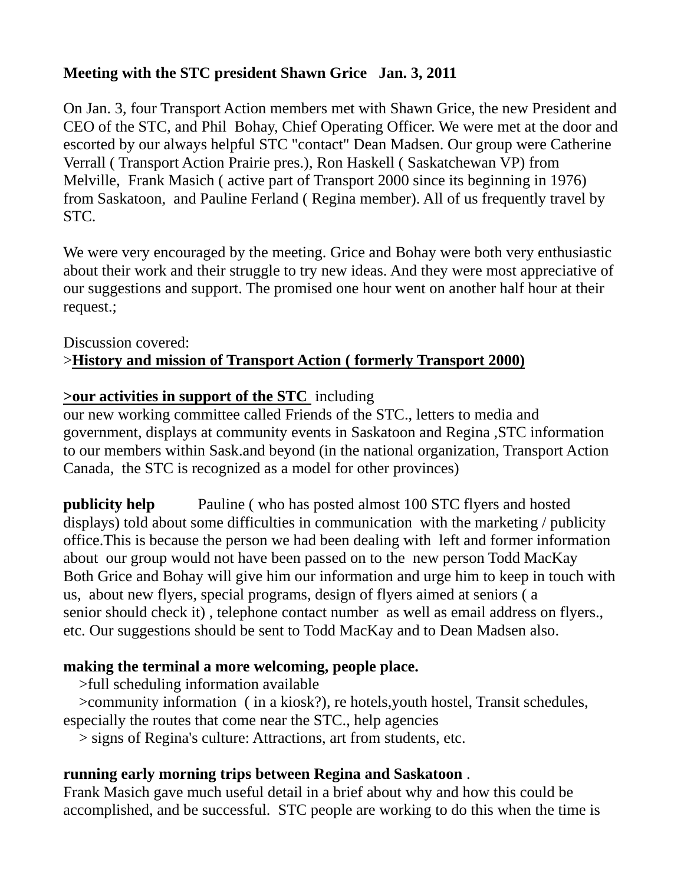**Meeting with the STC president Shawn Grice Jan. 3, 2011**

On Jan. 3, four Transport Action members met with Shawn Grice, the new President and CEO of the STC, and Phil Bohay, Chief Operating Officer. We were met at the door and escorted by our always helpful STC "contact" Dean Madsen. Our group were Catherine Verrall ( Transport Action Prairie pres.), Ron Haskell ( Saskatchewan VP) from Melville, Frank Masich ( active part of Transport 2000 since its beginning in 1976) from Saskatoon, and Pauline Ferland ( Regina member). All of us frequently travel by STC.

We were very encouraged by the meeting. Grice and Bohay were both very enthusiastic about their work and their struggle to try new ideas. And they were most appreciative of our suggestions and support. The promised one hour went on another half hour at their request.;

Discussion covered:
>**<u>History and mission of Transport Action ( formerly Transport 2000)</u>**

**<u>>our activities in support of the STC</u>** including
our new working committee called Friends of the STC., letters to media and government, displays at community events in Saskatoon and Regina ,STC information to our members within Sask.and beyond (in the national organization, Transport Action Canada, the STC is recognized as a model for other provinces)

**publicity help** Pauline ( who has posted almost 100 STC flyers and hosted displays) told about some difficulties in communication with the marketing / publicity office.This is because the person we had been dealing with left and former information about our group would not have been passed on to the new person Todd MacKay Both Grice and Bohay will give him our information and urge him to keep in touch with us, about new flyers, special programs, design of flyers aimed at seniors ( a senior should check it) , telephone contact number as well as email address on flyers., etc. Our suggestions should be sent to Todd MacKay and to Dean Madsen also.

**making the terminal a more welcoming, people place.**
>full scheduling information available
>community information ( in a kiosk?), re hotels,youth hostel, Transit schedules, especially the routes that come near the STC., help agencies
> signs of Regina's culture: Attractions, art from students, etc.

**running early morning trips between Regina and Saskatoon** .
Frank Masich gave much useful detail in a brief about why and how this could be accomplished, and be successful. STC people are working to do this when the time is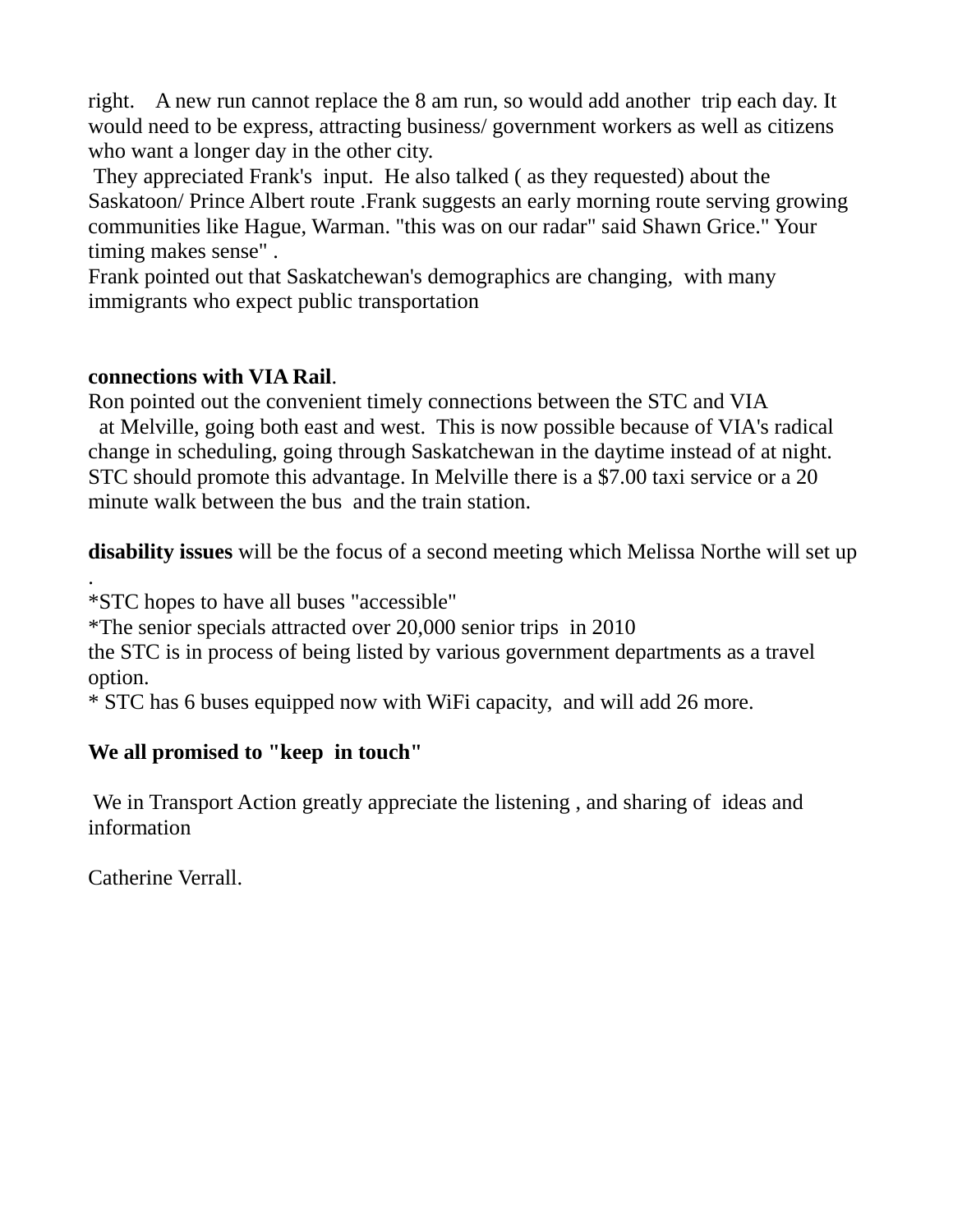right. A new run cannot replace the 8 am run, so would add another trip each day. It would need to be express, attracting business/ government workers as well as citizens who want a longer day in the other city.
They appreciated Frank's input. He also talked ( as they requested) about the Saskatoon/ Prince Albert route .Frank suggests an early morning route serving growing communities like Hague, Warman. "this was on our radar" said Shawn Grice." Your timing makes sense" .
Frank pointed out that Saskatchewan's demographics are changing, with many immigrants who expect public transportation

**connections with VIA Rail**.
Ron pointed out the convenient timely connections between the STC and VIA at Melville, going both east and west. This is now possible because of VIA's radical change in scheduling, going through Saskatchewan in the daytime instead of at night. STC should promote this advantage. In Melville there is a $7.00 taxi service or a 20 minute walk between the bus and the train station.

**disability issues** will be the focus of a second meeting which Melissa Northe will set up .
*STC hopes to have all buses "accessible"
*The senior specials attracted over 20,000 senior trips in 2010
the STC is in process of being listed by various government departments as a travel option.
* STC has 6 buses equipped now with WiFi capacity, and will add 26 more.

**We all promised to "keep in touch"**

We in Transport Action greatly appreciate the listening , and sharing of ideas and information

Catherine Verrall.